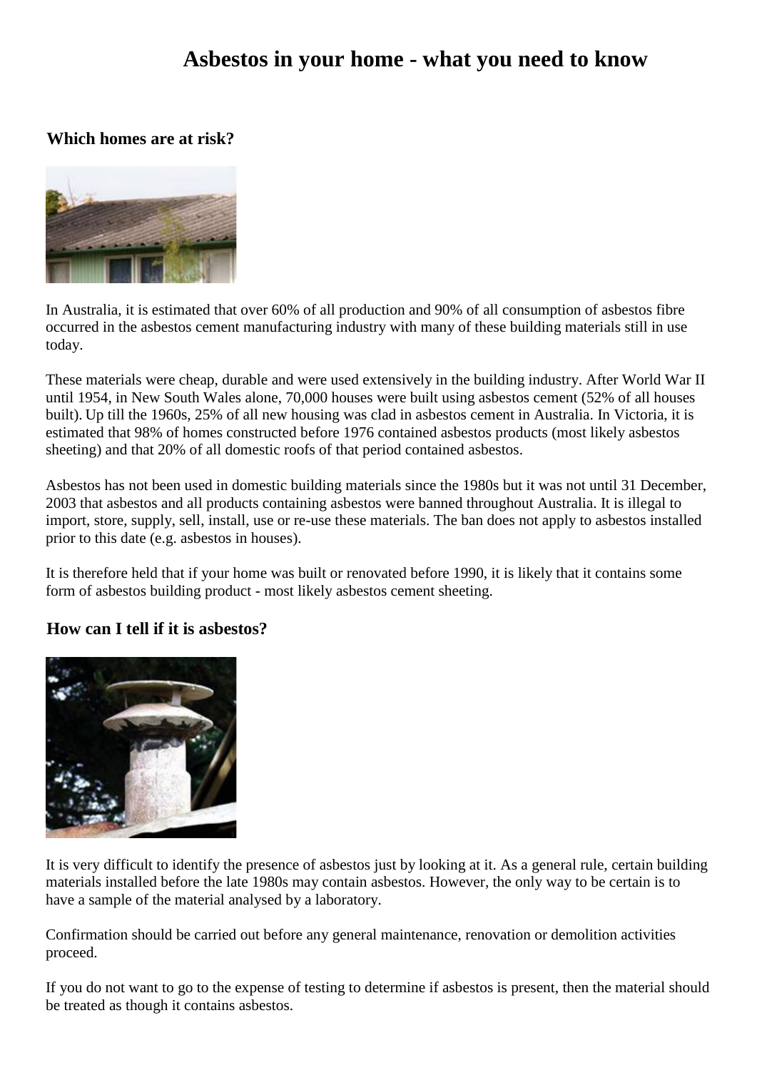# Asbestos in your home - what you need to know

## Which homes are at risk?

In Australia, it is estimated that over 60% of all production and 90% of all consumption of asbestos fibre occurred in the asbestos cement manufacturing industry with many of these building materials still in use today.

These materials were cheap, durable and were used extensively in the building industry. After World War II until 1954, in New South Wales alone, 70,000 houses were built using asbestos cement (52% of all houses built). Up till the 1960s, 25% of all new housing was clad in asbestos cement in Australia. In Victoria, it is estimated that 98% of homes constructed before 1976 contained asbestos products (most likely asbestos sheeting) and that 20% of all domestic roofs of that period contained asbestos.

Asbestos has not been used in domestic building materials since the 1980s but it was not until 31 December, 2003 that asbestos and all products containing asbestos were banned throughout Australia. It is illegal to import, store, supply, sell, install, use or re-use these materials. The ban does not apply to asbestos installed prior to this date (e.g. asbestos in houses).

It is therefore held that if your home was built or renovated before 1990, it is likely that it contains some form of asbestos building product - most likely asbestos cement sheeting.

## How can I tell if it is asbestos?

It is very difficult to identify the presence of asbestos just by looking at it. As a general rule, certain building materials installed before the late 1980s may contain asbestos. However, the only way to be certain is to have a sample of the material analysed by a laboratory.

Confirmation should be carried out before any general maintenance, renovation or demolition activities proceed.

If you do not want to go to the expense of testing to determine if asbestos is present, then the material should be treated as though it contains asbestos.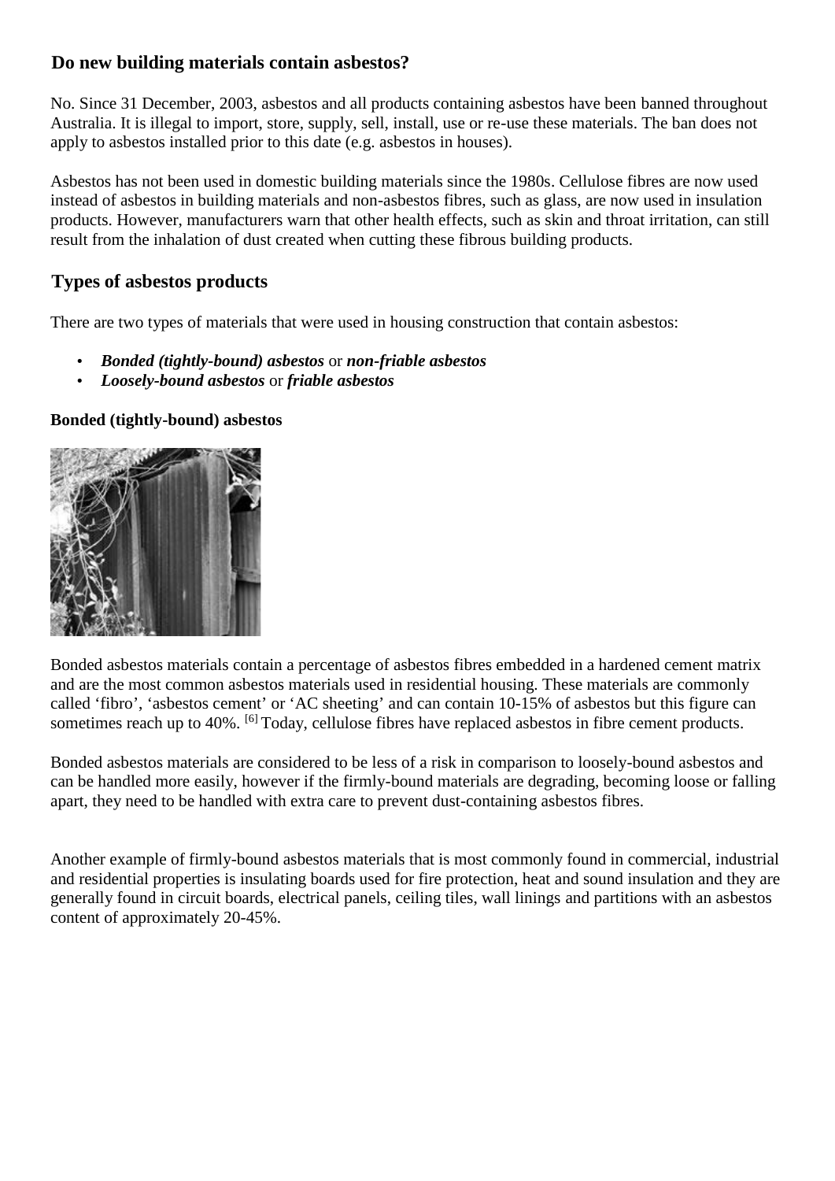## Do new building materials contain asbestos?

No. Since 31 December, 2003, asbestos and all products containing asbestos have been banned throughout Australia. It is illegal to import, store, supply, sell, install, use or re-use these materials. The ban does not apply to asbestos installed prior to this date (e.g. asbestos in houses).

Asbestos has not been used in domestic building materials since the 1980s. Cellulose fibres are now used instead of asbestos in building materials and non-asbestos fibres, such as glass, are now used in insulation products. However, manufacturers warn that other health effects, such as skin and throat irritation, can still result from the inhalation of dust created when cutting these fibrous building products.

## Types of asbestos products

There are two types of materials that were used in housing construction that contain asbestos:

- ***Bonded (tightly-bound) asbestos*** or ***non-friable asbestos***
- ***Loosely-bound asbestos*** or ***friable asbestos***

### Bonded (tightly-bound) asbestos

Bonded asbestos materials contain a percentage of asbestos fibres embedded in a hardened cement matrix and are the most common asbestos materials used in residential housing. These materials are commonly called 'fibro', 'asbestos cement' or 'AC sheeting' and can contain 10-15% of asbestos but this figure can sometimes reach up to 40%. [6] Today, cellulose fibres have replaced asbestos in fibre cement products.

Bonded asbestos materials are considered to be less of a risk in comparison to loosely-bound asbestos and can be handled more easily, however if the firmly-bound materials are degrading, becoming loose or falling apart, they need to be handled with extra care to prevent dust-containing asbestos fibres.

Another example of firmly-bound asbestos materials that is most commonly found in commercial, industrial and residential properties is insulating boards used for fire protection, heat and sound insulation and they are generally found in circuit boards, electrical panels, ceiling tiles, wall linings and partitions with an asbestos content of approximately 20-45%.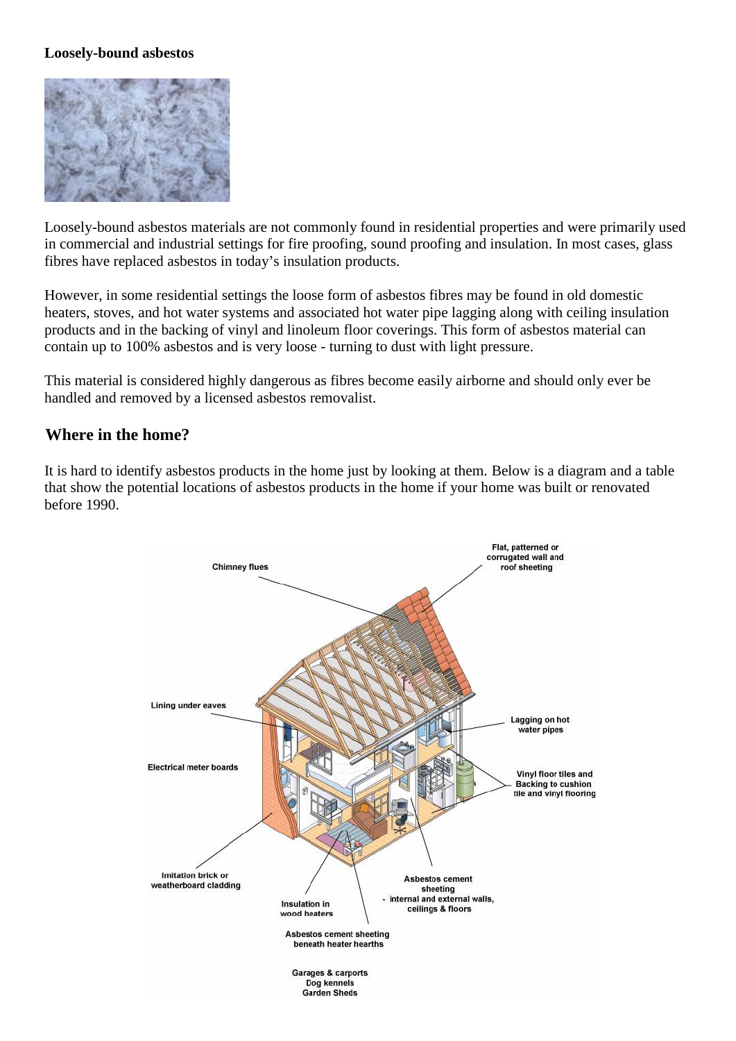**Loosely-bound asbestos**

Loosely-bound asbestos materials are not commonly found in residential properties and were primarily used in commercial and industrial settings for fire proofing, sound proofing and insulation. In most cases, glass fibres have replaced asbestos in today's insulation products.

However, in some residential settings the loose form of asbestos fibres may be found in old domestic heaters, stoves, and hot water systems and associated hot water pipe lagging along with ceiling insulation products and in the backing of vinyl and linoleum floor coverings. This form of asbestos material can contain up to 100% asbestos and is very loose - turning to dust with light pressure.

This material is considered highly dangerous as fibres become easily airborne and should only ever be handled and removed by a licensed asbestos removalist.

## Where in the home?

It is hard to identify asbestos products in the home just by looking at them. Below is a diagram and a table that show the potential locations of asbestos products in the home if your home was built or renovated before 1990.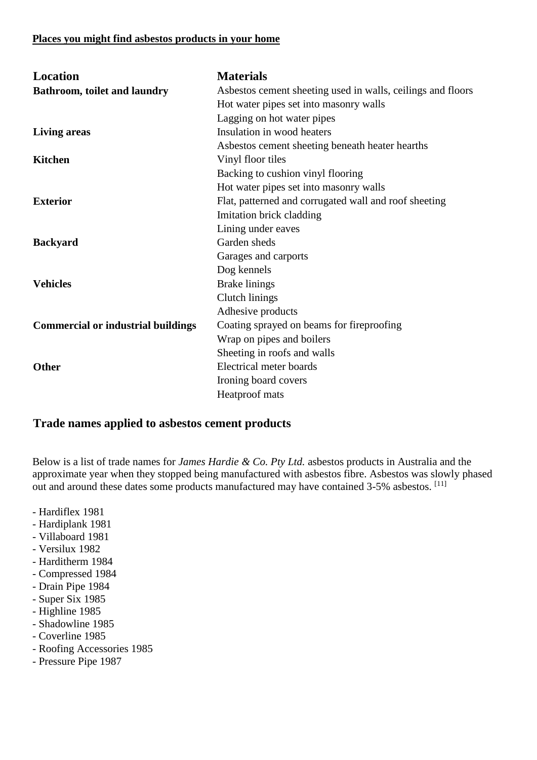**Places you might find asbestos products in your home**

| Location | Materials |
| --- | --- |
| **Bathroom, toilet and laundry** | Asbestos cement sheeting used in walls, ceilings and floors |
| | Hot water pipes set into masonry walls |
| | Lagging on hot water pipes |
| **Living areas** | Insulation in wood heaters |
| | Asbestos cement sheeting beneath heater hearths |
| **Kitchen** | Vinyl floor tiles |
| | Backing to cushion vinyl flooring |
| | Hot water pipes set into masonry walls |
| **Exterior** | Flat, patterned and corrugated wall and roof sheeting |
| | Imitation brick cladding |
| | Lining under eaves |
| **Backyard** | Garden sheds |
| | Garages and carports |
| | Dog kennels |
| **Vehicles** | Brake linings |
| | Clutch linings |
| | Adhesive products |
| **Commercial or industrial buildings** | Coating sprayed on beams for fireproofing |
| | Wrap on pipes and boilers |
| | Sheeting in roofs and walls |
| **Other** | Electrical meter boards |
| | Ironing board covers |
| | Heatproof mats |

## Trade names applied to asbestos cement products

Below is a list of trade names for *James Hardie & Co. Pty Ltd.* asbestos products in Australia and the approximate year when they stopped being manufactured with asbestos fibre. Asbestos was slowly phased out and around these dates some products manufactured may have contained 3-5% asbestos. [11]

- Hardiflex 1981
- Hardiplank 1981
- Villaboard 1981
- Versilux 1982
- Harditherm 1984
- Compressed 1984
- Drain Pipe 1984
- Super Six 1985
- Highline 1985
- Shadowline 1985
- Coverline 1985
- Roofing Accessories 1985
- Pressure Pipe 1987